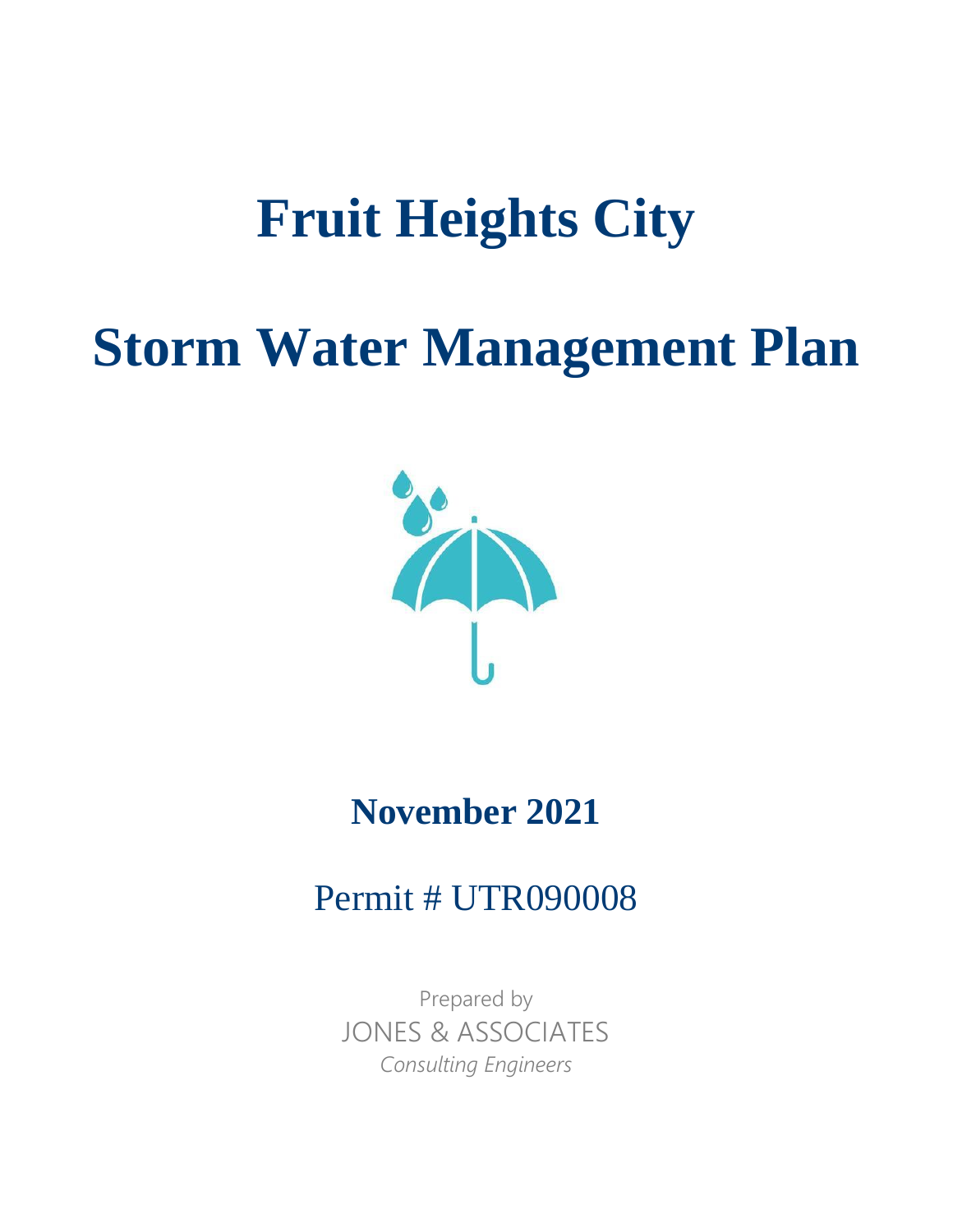# Fruit Heights City

# Storm Water Management Plan

## November 2021

Permit # UTR090008

Prepared by

JONES & ASSOCIATES

*Consulting Engineers*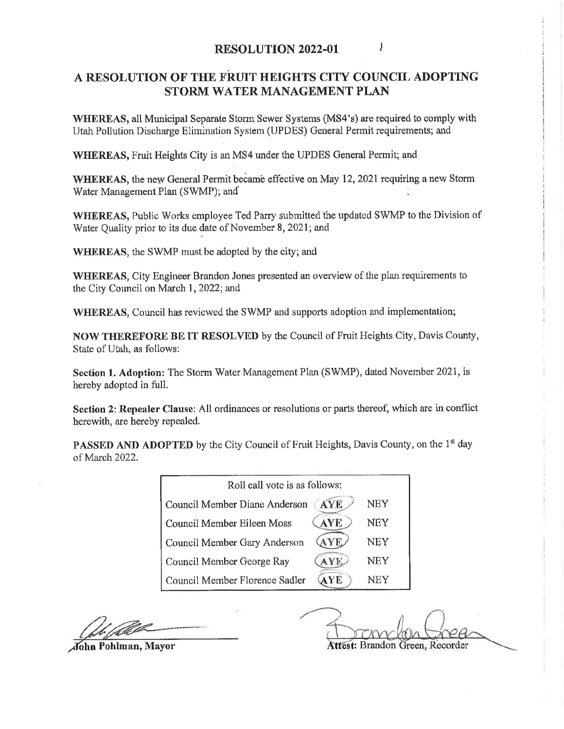# RESOLUTION 2022-01

## A RESOLUTION OF THE FRUIT HEIGHTS CITY COUNCIL ADOPTING STORM WATER MANAGEMENT PLAN

**WHEREAS,** all Municipal Separate Storm Sewer Systems (MS4's) are required to comply with Utah Pollution Discharge Elimination System (UPDES) General Permit requirements; and

**WHEREAS,** Fruit Heights City is an MS4 under the UPDES General Permit; and

**WHEREAS,** the new General Permit became effective on May 12, 2021 requiring a new Storm Water Management Plan (SWMP); and

**WHEREAS,** Public Works employee Ted Parry submitted the updated SWMP to the Division of Water Quality prior to its due date of November 8, 2021; and

**WHEREAS**, the SWMP must be adopted by the city; and

**WHEREAS**, City Engineer Brandon Jones presented an overview of the plan requirements to the City Council on March 1, 2022; and

**WHEREAS**, Council has reviewed the SWMP and supports adoption and implementation;

**NOW THEREFORE BE IT RESOLVED** by the Council of Fruit Heights City, Davis County, State of Utah, as follows:

**Section 1. Adoption:** The Storm Water Management Plan (SWMP), dated November 2021, is hereby adopted in full.

**Section 2: Repealer Clause**: All ordinances or resolutions or parts thereof, which are in conflict herewith, are hereby repealed.

**PASSED AND ADOPTED** by the City Council of Fruit Heights, Davis County, on the 1st day of March 2022.

| Roll call vote is as follows: | | |
|---|---|---|
| Council Member Diane Anderson | (AYE) | NEY |
| Council Member Eileen Moss | (AYE) | NEY |
| Council Member Gary Anderson | (AYE) | NEY |
| Council Member George Ray | (AYE) | NEY |
| Council Member Florence Sadler | (AYE) | NEY |

**John Pohlman, Mayor**

**Attest:** Brandon Green, Recorder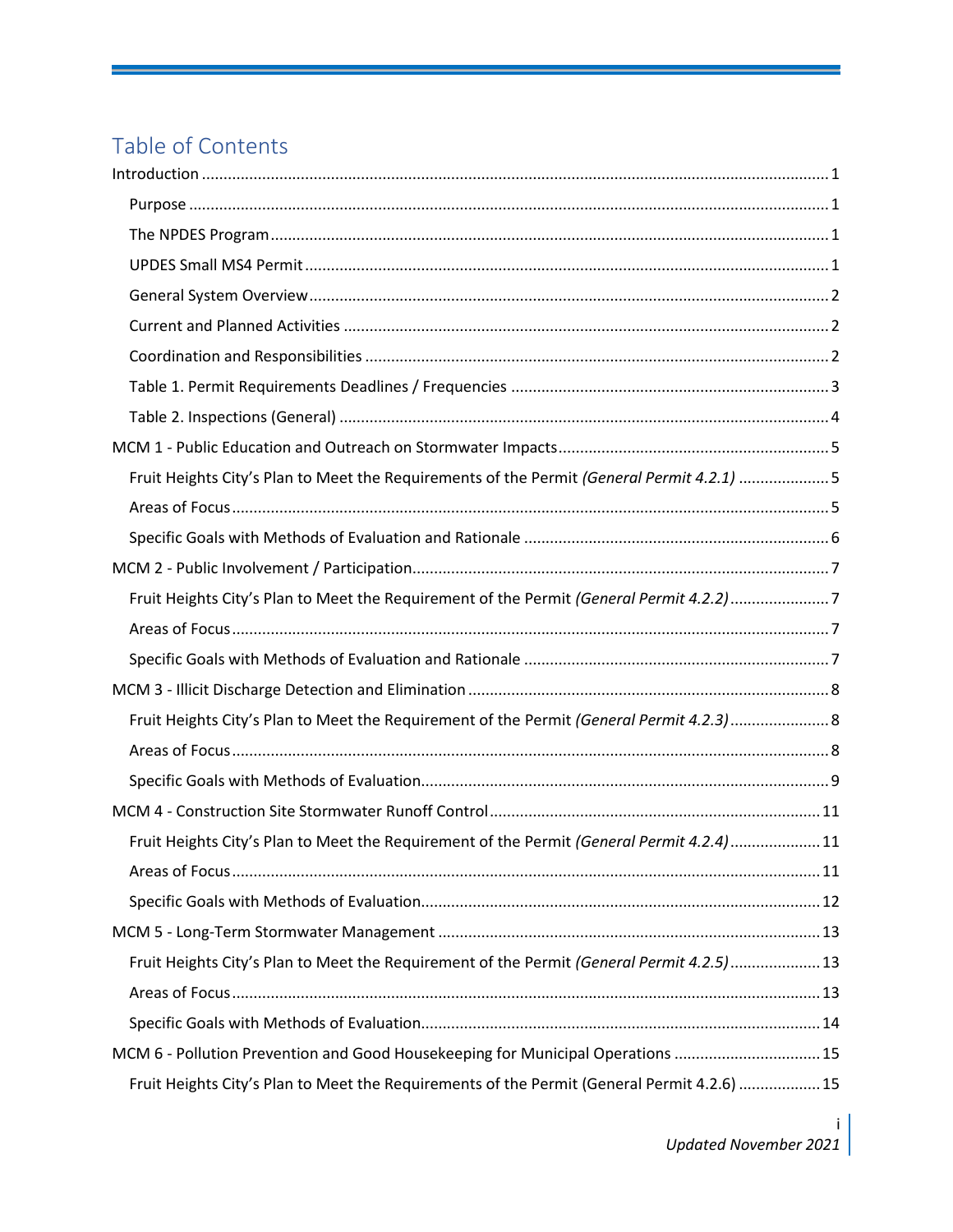# Table of Contents

Introduction ... 1

- Purpose ... 1
- The NPDES Program ... 1
- UPDES Small MS4 Permit ... 1
- General System Overview ... 2
- Current and Planned Activities ... 2
- Coordination and Responsibilities ... 2
- Table 1. Permit Requirements Deadlines / Frequencies ... 3
- Table 2. Inspections (General) ... 4

MCM 1 - Public Education and Outreach on Stormwater Impacts ... 5

- Fruit Heights City's Plan to Meet the Requirements of the Permit *(General Permit 4.2.1)* ... 5
- Areas of Focus ... 5
- Specific Goals with Methods of Evaluation and Rationale ... 6

MCM 2 - Public Involvement / Participation ... 7

- Fruit Heights City's Plan to Meet the Requirement of the Permit *(General Permit 4.2.2)* ... 7
- Areas of Focus ... 7
- Specific Goals with Methods of Evaluation and Rationale ... 7

MCM 3 - Illicit Discharge Detection and Elimination ... 8

- Fruit Heights City's Plan to Meet the Requirement of the Permit *(General Permit 4.2.3)* ... 8
- Areas of Focus ... 8
- Specific Goals with Methods of Evaluation ... 9

MCM 4 - Construction Site Stormwater Runoff Control ... 11

- Fruit Heights City's Plan to Meet the Requirement of the Permit *(General Permit 4.2.4)* ... 11
- Areas of Focus ... 11
- Specific Goals with Methods of Evaluation ... 12

MCM 5 - Long-Term Stormwater Management ... 13

- Fruit Heights City's Plan to Meet the Requirement of the Permit *(General Permit 4.2.5)* ... 13
- Areas of Focus ... 13
- Specific Goals with Methods of Evaluation ... 14

MCM 6 - Pollution Prevention and Good Housekeeping for Municipal Operations ... 15

- Fruit Heights City's Plan to Meet the Requirements of the Permit (General Permit 4.2.6) ... 15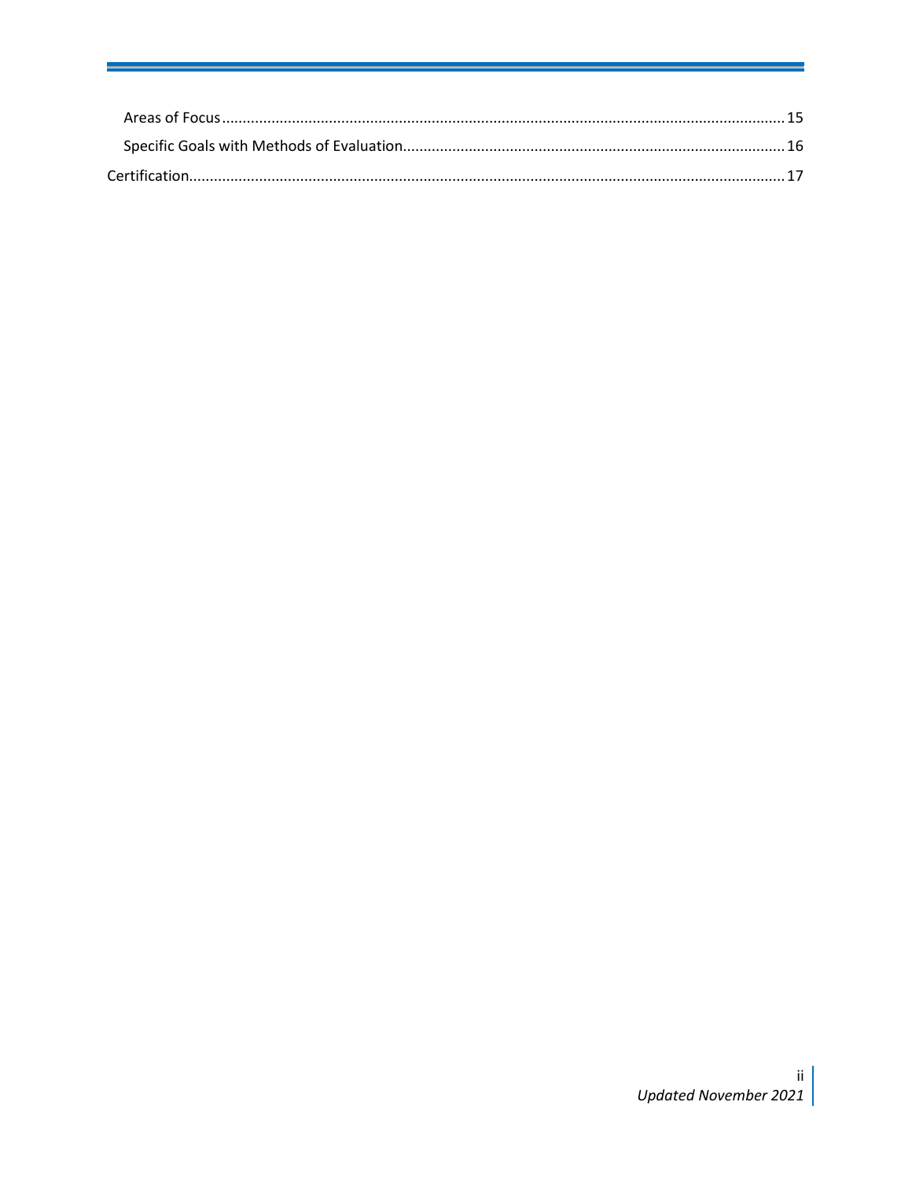- Areas of Focus ....... 15
- Specific Goals with Methods of Evaluation ....... 16

Certification ....... 17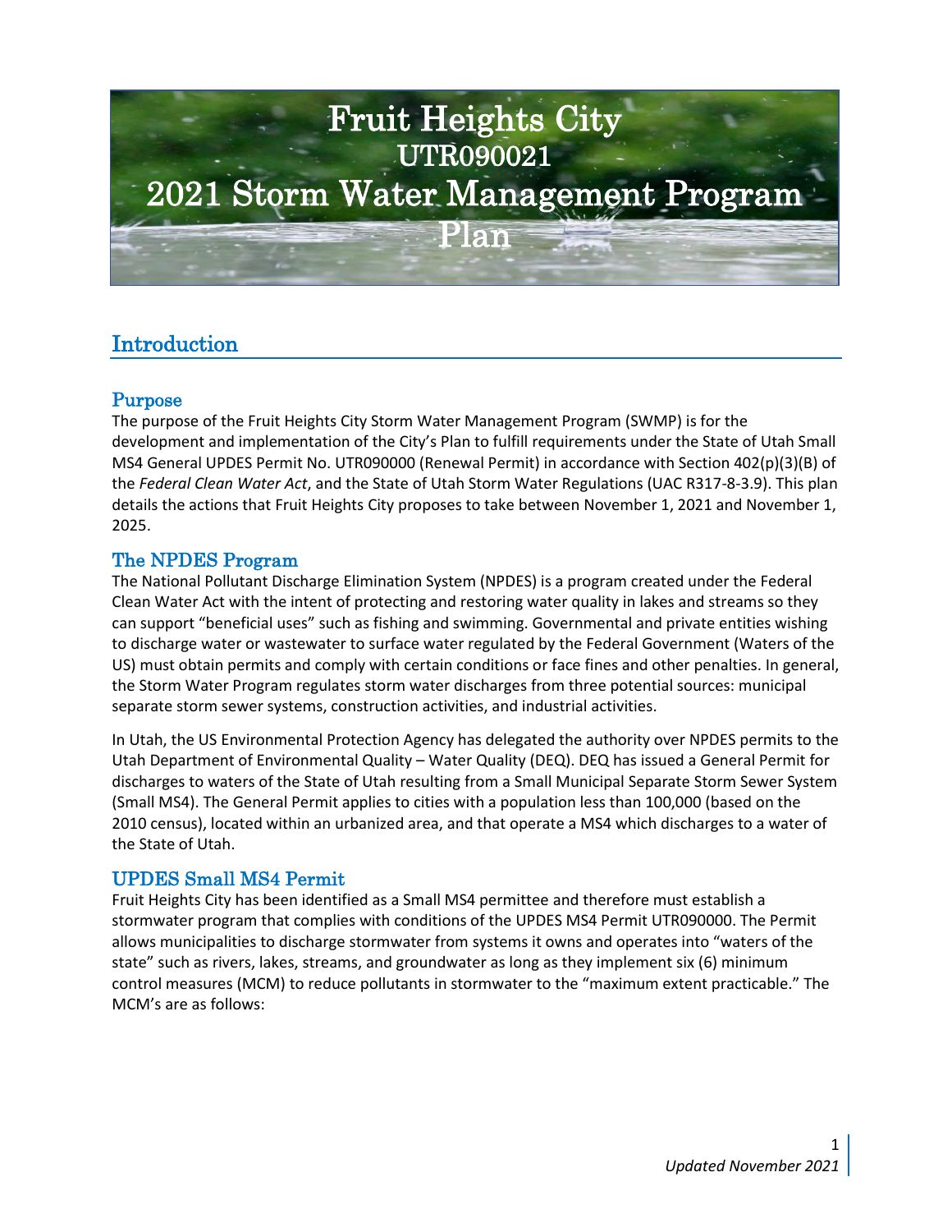# Fruit Heights City
## UTR090021
## 2021 Storm Water Management Program Plan

## Introduction

### Purpose

The purpose of the Fruit Heights City Storm Water Management Program (SWMP) is for the development and implementation of the City's Plan to fulfill requirements under the State of Utah Small MS4 General UPDES Permit No. UTR090000 (Renewal Permit) in accordance with Section 402(p)(3)(B) of the *Federal Clean Water Act*, and the State of Utah Storm Water Regulations (UAC R317-8-3.9). This plan details the actions that Fruit Heights City proposes to take between November 1, 2021 and November 1, 2025.

### The NPDES Program

The National Pollutant Discharge Elimination System (NPDES) is a program created under the Federal Clean Water Act with the intent of protecting and restoring water quality in lakes and streams so they can support "beneficial uses" such as fishing and swimming. Governmental and private entities wishing to discharge water or wastewater to surface water regulated by the Federal Government (Waters of the US) must obtain permits and comply with certain conditions or face fines and other penalties. In general, the Storm Water Program regulates storm water discharges from three potential sources: municipal separate storm sewer systems, construction activities, and industrial activities.

In Utah, the US Environmental Protection Agency has delegated the authority over NPDES permits to the Utah Department of Environmental Quality – Water Quality (DEQ). DEQ has issued a General Permit for discharges to waters of the State of Utah resulting from a Small Municipal Separate Storm Sewer System (Small MS4). The General Permit applies to cities with a population less than 100,000 (based on the 2010 census), located within an urbanized area, and that operate a MS4 which discharges to a water of the State of Utah.

### UPDES Small MS4 Permit

Fruit Heights City has been identified as a Small MS4 permittee and therefore must establish a stormwater program that complies with conditions of the UPDES MS4 Permit UTR090000. The Permit allows municipalities to discharge stormwater from systems it owns and operates into "waters of the state" such as rivers, lakes, streams, and groundwater as long as they implement six (6) minimum control measures (MCM) to reduce pollutants in stormwater to the "maximum extent practicable." The MCM's are as follows: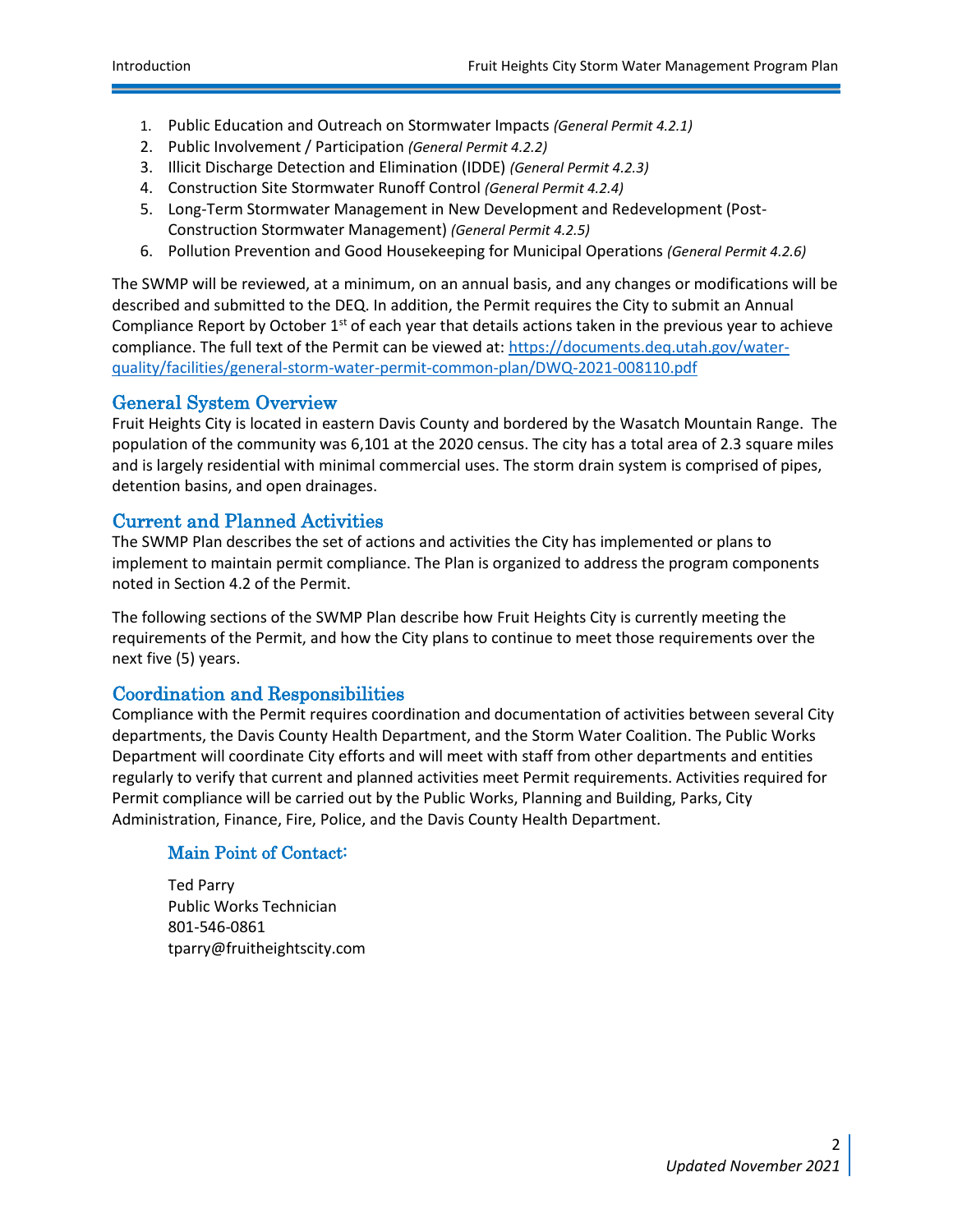1. Public Education and Outreach on Stormwater Impacts *(General Permit 4.2.1)*
2. Public Involvement / Participation *(General Permit 4.2.2)*
3. Illicit Discharge Detection and Elimination (IDDE) *(General Permit 4.2.3)*
4. Construction Site Stormwater Runoff Control *(General Permit 4.2.4)*
5. Long-Term Stormwater Management in New Development and Redevelopment (Post-Construction Stormwater Management) *(General Permit 4.2.5)*
6. Pollution Prevention and Good Housekeeping for Municipal Operations *(General Permit 4.2.6)*

The SWMP will be reviewed, at a minimum, on an annual basis, and any changes or modifications will be described and submitted to the DEQ. In addition, the Permit requires the City to submit an Annual Compliance Report by October 1st of each year that details actions taken in the previous year to achieve compliance. The full text of the Permit can be viewed at: https://documents.deq.utah.gov/water-quality/facilities/general-storm-water-permit-common-plan/DWQ-2021-008110.pdf

## General System Overview

Fruit Heights City is located in eastern Davis County and bordered by the Wasatch Mountain Range. The population of the community was 6,101 at the 2020 census. The city has a total area of 2.3 square miles and is largely residential with minimal commercial uses. The storm drain system is comprised of pipes, detention basins, and open drainages.

## Current and Planned Activities

The SWMP Plan describes the set of actions and activities the City has implemented or plans to implement to maintain permit compliance. The Plan is organized to address the program components noted in Section 4.2 of the Permit.

The following sections of the SWMP Plan describe how Fruit Heights City is currently meeting the requirements of the Permit, and how the City plans to continue to meet those requirements over the next five (5) years.

## Coordination and Responsibilities

Compliance with the Permit requires coordination and documentation of activities between several City departments, the Davis County Health Department, and the Storm Water Coalition. The Public Works Department will coordinate City efforts and will meet with staff from other departments and entities regularly to verify that current and planned activities meet Permit requirements. Activities required for Permit compliance will be carried out by the Public Works, Planning and Building, Parks, City Administration, Finance, Fire, Police, and the Davis County Health Department.

### Main Point of Contact:

Ted Parry
Public Works Technician
801-546-0861
tparry@fruitheightscity.com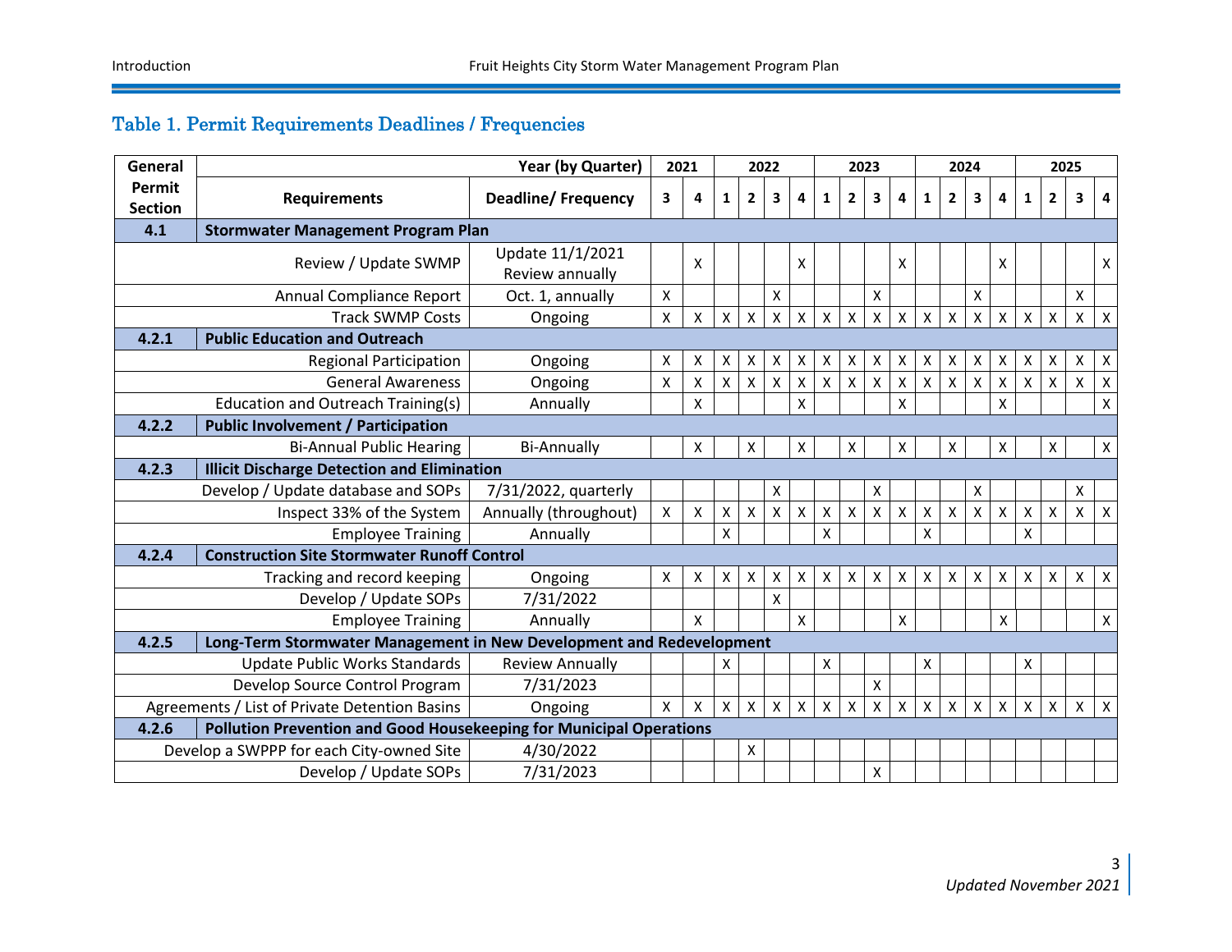## Table 1. Permit Requirements Deadlines / Frequencies

| General Permit Section | Requirements | Deadline/ Frequency | 2021 | | 2022 | | | | 2023 | | | | 2024 | | | | 2025 | | | |
|---|---|---|---|---|---|---|---|---|---|---|---|---|---|---|---|---|---|---|---|---|
| | | Year (by Quarter) | 3 | 4 | 1 | 2 | 3 | 4 | 1 | 2 | 3 | 4 | 1 | 2 | 3 | 4 | 1 | 2 | 3 | 4 |
| **4.1** | **Stormwater Management Program Plan** | | | | | | | | | | | | | | | | | | | |
| | Review / Update SWMP | Update 11/1/2021 Review annually | | X | | | | X | | | | X | | | | X | | | | X |
| | Annual Compliance Report | Oct. 1, annually | X | | | | X | | | | X | | | | X | | | | X | |
| | Track SWMP Costs | Ongoing | X | X | X | X | X | X | X | X | X | X | X | X | X | X | X | X | X | X |
| **4.2.1** | **Public Education and Outreach** | | | | | | | | | | | | | | | | | | | |
| | Regional Participation | Ongoing | X | X | X | X | X | X | X | X | X | X | X | X | X | X | X | X | X | X |
| | General Awareness | Ongoing | X | X | X | X | X | X | X | X | X | X | X | X | X | X | X | X | X | X |
| | Education and Outreach Training(s) | Annually | | X | | | | X | | | | X | | | | X | | | | X |
| **4.2.2** | **Public Involvement / Participation** | | | | | | | | | | | | | | | | | | | |
| | Bi-Annual Public Hearing | Bi-Annually | | X | | X | | X | | X | | X | | X | | X | | X | | X |
| **4.2.3** | **Illicit Discharge Detection and Elimination** | | | | | | | | | | | | | | | | | | | |
| | Develop / Update database and SOPs | 7/31/2022, quarterly | | | | | X | | | | X | | | | X | | | | X | |
| | Inspect 33% of the System | Annually (throughout) | X | X | X | X | X | X | X | X | X | X | X | X | X | X | X | X | X | X |
| | Employee Training | Annually | | | X | | | | X | | | | X | | | | X | | | |
| **4.2.4** | **Construction Site Stormwater Runoff Control** | | | | | | | | | | | | | | | | | | | |
| | Tracking and record keeping | Ongoing | X | X | X | X | X | X | X | X | X | X | X | X | X | X | X | X | X | X |
| | Develop / Update SOPs | 7/31/2022 | | | | | X | | | | | | | | | | | | | |
| | Employee Training | Annually | | X | | | | X | | | | X | | | | X | | | | X |
| **4.2.5** | **Long-Term Stormwater Management in New Development and Redevelopment** | | | | | | | | | | | | | | | | | | | |
| | Update Public Works Standards | Review Annually | | | X | | | | X | | | | X | | | | X | | | |
| | Develop Source Control Program | 7/31/2023 | | | | | | | | | X | | | | | | | | | |
| | Agreements / List of Private Detention Basins | Ongoing | X | X | X | X | X | X | X | X | X | X | X | X | X | X | X | X | X | X |
| **4.2.6** | **Pollution Prevention and Good Housekeeping for Municipal Operations** | | | | | | | | | | | | | | | | | | | |
| | Develop a SWPPP for each City-owned Site | 4/30/2022 | | | | X | | | | | | | | | | | | | | |
| | Develop / Update SOPs | 7/31/2023 | | | | | | | | | X | | | | | | | | | |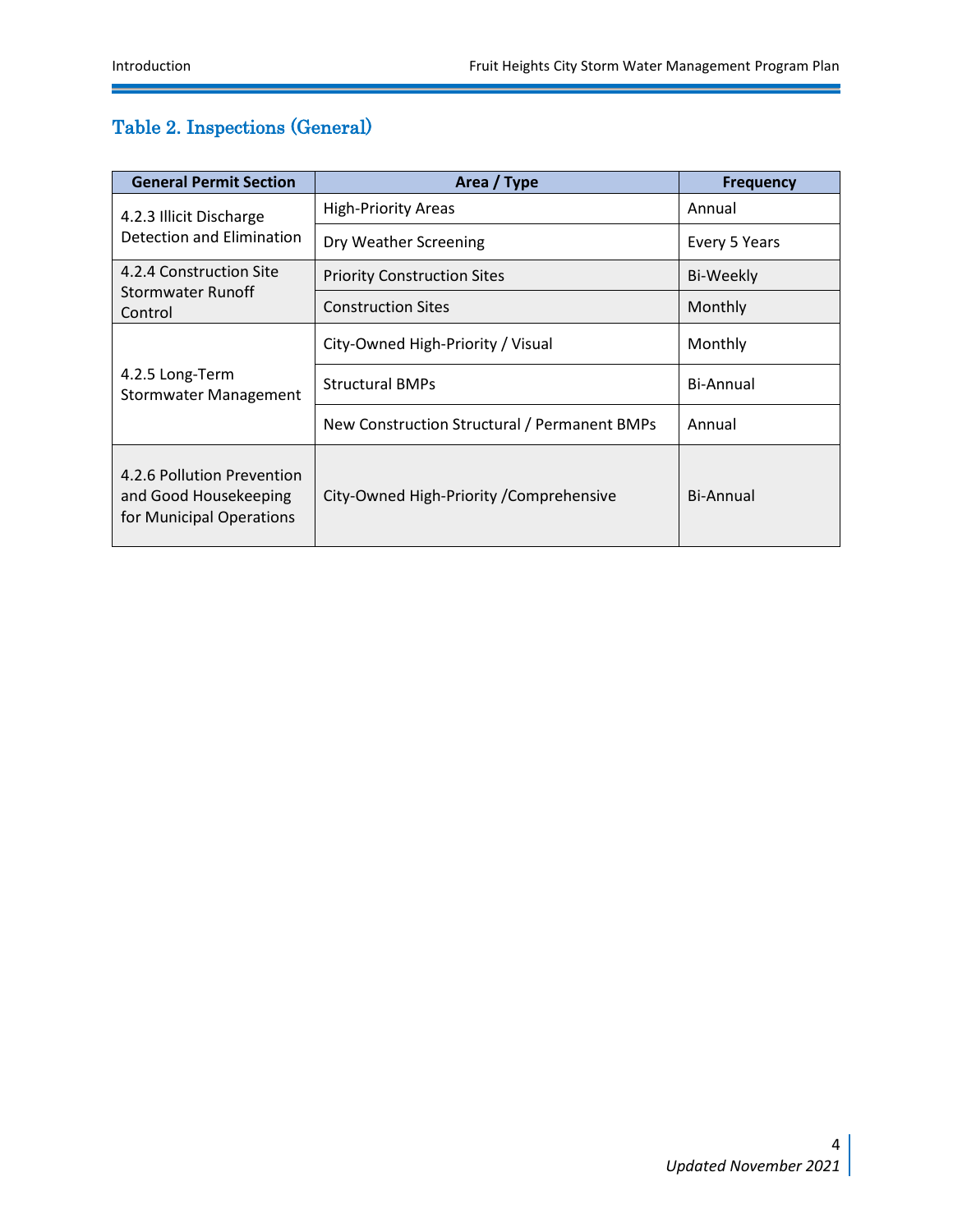## Table 2. Inspections (General)

| General Permit Section | Area / Type | Frequency |
|---|---|---|
| 4.2.3 Illicit Discharge Detection and Elimination | High-Priority Areas | Annual |
| | Dry Weather Screening | Every 5 Years |
| 4.2.4 Construction Site Stormwater Runoff Control | Priority Construction Sites | Bi-Weekly |
| | Construction Sites | Monthly |
| 4.2.5 Long-Term Stormwater Management | City-Owned High-Priority / Visual | Monthly |
| | Structural BMPs | Bi-Annual |
| | New Construction Structural / Permanent BMPs | Annual |
| 4.2.6 Pollution Prevention and Good Housekeeping for Municipal Operations | City-Owned High-Priority /Comprehensive | Bi-Annual |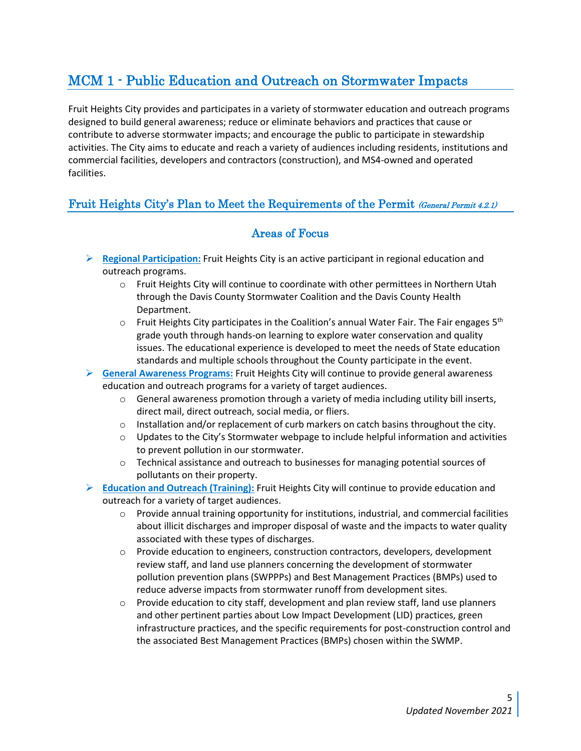# MCM 1 - Public Education and Outreach on Stormwater Impacts

Fruit Heights City provides and participates in a variety of stormwater education and outreach programs designed to build general awareness; reduce or eliminate behaviors and practices that cause or contribute to adverse stormwater impacts; and encourage the public to participate in stewardship activities. The City aims to educate and reach a variety of audiences including residents, institutions and commercial facilities, developers and contractors (construction), and MS4-owned and operated facilities.

## Fruit Heights City's Plan to Meet the Requirements of the Permit *(General Permit 4.2.1)*

### Areas of Focus

- **Regional Participation:** Fruit Heights City is an active participant in regional education and outreach programs.
  - Fruit Heights City will continue to coordinate with other permittees in Northern Utah through the Davis County Stormwater Coalition and the Davis County Health Department.
  - Fruit Heights City participates in the Coalition's annual Water Fair. The Fair engages 5th grade youth through hands-on learning to explore water conservation and quality issues. The educational experience is developed to meet the needs of State education standards and multiple schools throughout the County participate in the event.
- **General Awareness Programs:** Fruit Heights City will continue to provide general awareness education and outreach programs for a variety of target audiences.
  - General awareness promotion through a variety of media including utility bill inserts, direct mail, direct outreach, social media, or fliers.
  - Installation and/or replacement of curb markers on catch basins throughout the city.
  - Updates to the City's Stormwater webpage to include helpful information and activities to prevent pollution in our stormwater.
  - Technical assistance and outreach to businesses for managing potential sources of pollutants on their property.
- **Education and Outreach (Training):** Fruit Heights City will continue to provide education and outreach for a variety of target audiences.
  - Provide annual training opportunity for institutions, industrial, and commercial facilities about illicit discharges and improper disposal of waste and the impacts to water quality associated with these types of discharges.
  - Provide education to engineers, construction contractors, developers, development review staff, and land use planners concerning the development of stormwater pollution prevention plans (SWPPPs) and Best Management Practices (BMPs) used to reduce adverse impacts from stormwater runoff from development sites.
  - Provide education to city staff, development and plan review staff, land use planners and other pertinent parties about Low Impact Development (LID) practices, green infrastructure practices, and the specific requirements for post-construction control and the associated Best Management Practices (BMPs) chosen within the SWMP.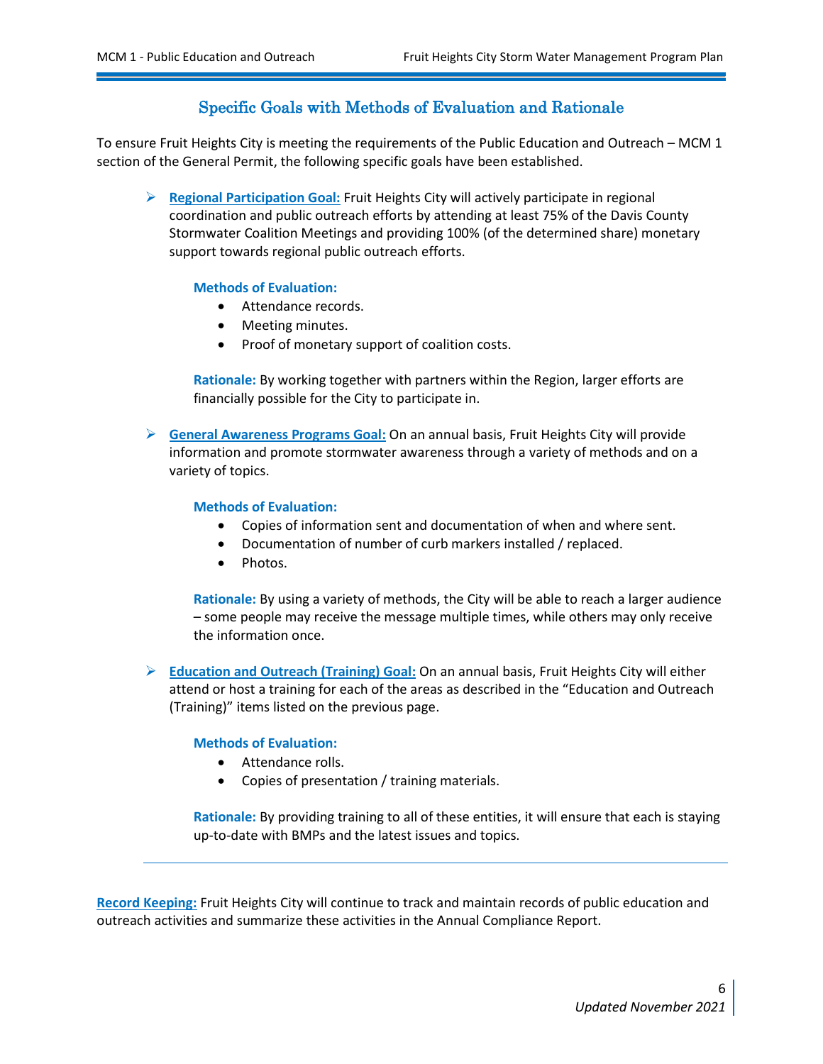## Specific Goals with Methods of Evaluation and Rationale

To ensure Fruit Heights City is meeting the requirements of the Public Education and Outreach – MCM 1 section of the General Permit, the following specific goals have been established.

- **Regional Participation Goal:** Fruit Heights City will actively participate in regional coordination and public outreach efforts by attending at least 75% of the Davis County Stormwater Coalition Meetings and providing 100% (of the determined share) monetary support towards regional public outreach efforts.

  **Methods of Evaluation:**
  - Attendance records.
  - Meeting minutes.
  - Proof of monetary support of coalition costs.

  **Rationale:** By working together with partners within the Region, larger efforts are financially possible for the City to participate in.

- **General Awareness Programs Goal:** On an annual basis, Fruit Heights City will provide information and promote stormwater awareness through a variety of methods and on a variety of topics.

  **Methods of Evaluation:**
  - Copies of information sent and documentation of when and where sent.
  - Documentation of number of curb markers installed / replaced.
  - Photos.

  **Rationale:** By using a variety of methods, the City will be able to reach a larger audience – some people may receive the message multiple times, while others may only receive the information once.

- **Education and Outreach (Training) Goal:** On an annual basis, Fruit Heights City will either attend or host a training for each of the areas as described in the "Education and Outreach (Training)" items listed on the previous page.

  **Methods of Evaluation:**
  - Attendance rolls.
  - Copies of presentation / training materials.

  **Rationale:** By providing training to all of these entities, it will ensure that each is staying up-to-date with BMPs and the latest issues and topics.

---

**Record Keeping:** Fruit Heights City will continue to track and maintain records of public education and outreach activities and summarize these activities in the Annual Compliance Report.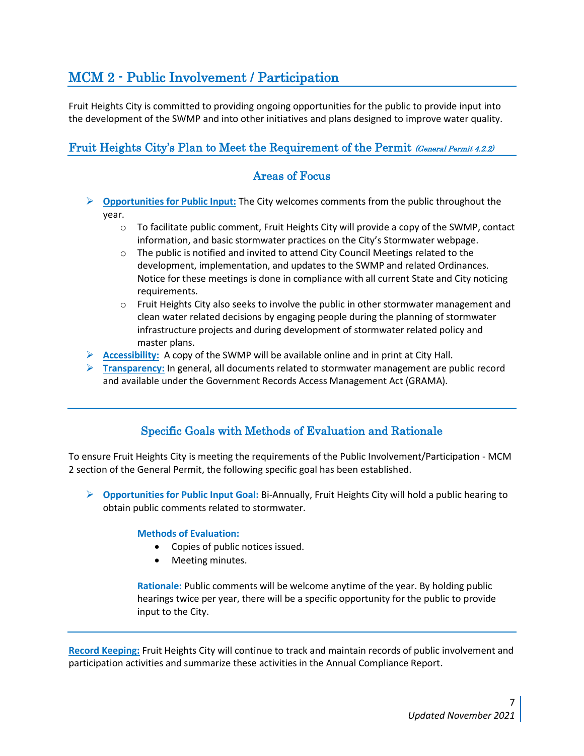## MCM 2 - Public Involvement / Participation

Fruit Heights City is committed to providing ongoing opportunities for the public to provide input into the development of the SWMP and into other initiatives and plans designed to improve water quality.

### Fruit Heights City's Plan to Meet the Requirement of the Permit *(General Permit 4.2.2)*

#### Areas of Focus

- **Opportunities for Public Input:** The City welcomes comments from the public throughout the year.
  - To facilitate public comment, Fruit Heights City will provide a copy of the SWMP, contact information, and basic stormwater practices on the City's Stormwater webpage.
  - The public is notified and invited to attend City Council Meetings related to the development, implementation, and updates to the SWMP and related Ordinances. Notice for these meetings is done in compliance with all current State and City noticing requirements.
  - Fruit Heights City also seeks to involve the public in other stormwater management and clean water related decisions by engaging people during the planning of stormwater infrastructure projects and during development of stormwater related policy and master plans.
- **Accessibility:** A copy of the SWMP will be available online and in print at City Hall.
- **Transparency:** In general, all documents related to stormwater management are public record and available under the Government Records Access Management Act (GRAMA).

#### Specific Goals with Methods of Evaluation and Rationale

To ensure Fruit Heights City is meeting the requirements of the Public Involvement/Participation - MCM 2 section of the General Permit, the following specific goal has been established.

- **Opportunities for Public Input Goal:** Bi-Annually, Fruit Heights City will hold a public hearing to obtain public comments related to stormwater.

  **Methods of Evaluation:**
  - Copies of public notices issued.
  - Meeting minutes.

  **Rationale:** Public comments will be welcome anytime of the year. By holding public hearings twice per year, there will be a specific opportunity for the public to provide input to the City.

**Record Keeping:** Fruit Heights City will continue to track and maintain records of public involvement and participation activities and summarize these activities in the Annual Compliance Report.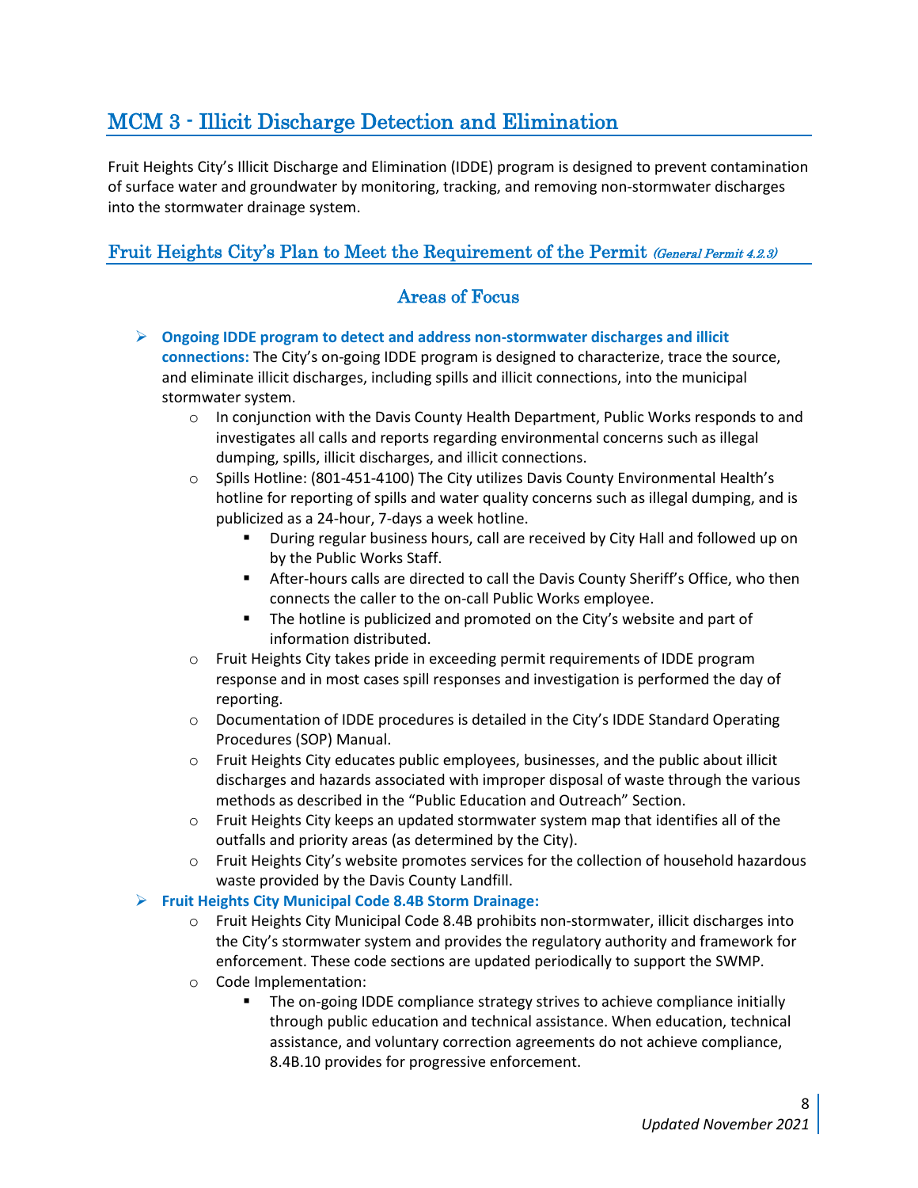# MCM 3 - Illicit Discharge Detection and Elimination

Fruit Heights City's Illicit Discharge and Elimination (IDDE) program is designed to prevent contamination of surface water and groundwater by monitoring, tracking, and removing non-stormwater discharges into the stormwater drainage system.

## Fruit Heights City's Plan to Meet the Requirement of the Permit *(General Permit 4.2.3)*

### Areas of Focus

- **Ongoing IDDE program to detect and address non-stormwater discharges and illicit connections:** The City's on-going IDDE program is designed to characterize, trace the source, and eliminate illicit discharges, including spills and illicit connections, into the municipal stormwater system.
  - In conjunction with the Davis County Health Department, Public Works responds to and investigates all calls and reports regarding environmental concerns such as illegal dumping, spills, illicit discharges, and illicit connections.
  - Spills Hotline: (801-451-4100) The City utilizes Davis County Environmental Health's hotline for reporting of spills and water quality concerns such as illegal dumping, and is publicized as a 24-hour, 7-days a week hotline.
    - During regular business hours, call are received by City Hall and followed up on by the Public Works Staff.
    - After-hours calls are directed to call the Davis County Sheriff's Office, who then connects the caller to the on-call Public Works employee.
    - The hotline is publicized and promoted on the City's website and part of information distributed.
  - Fruit Heights City takes pride in exceeding permit requirements of IDDE program response and in most cases spill responses and investigation is performed the day of reporting.
  - Documentation of IDDE procedures is detailed in the City's IDDE Standard Operating Procedures (SOP) Manual.
  - Fruit Heights City educates public employees, businesses, and the public about illicit discharges and hazards associated with improper disposal of waste through the various methods as described in the "Public Education and Outreach" Section.
  - Fruit Heights City keeps an updated stormwater system map that identifies all of the outfalls and priority areas (as determined by the City).
  - Fruit Heights City's website promotes services for the collection of household hazardous waste provided by the Davis County Landfill.
- **Fruit Heights City Municipal Code 8.4B Storm Drainage:**
  - Fruit Heights City Municipal Code 8.4B prohibits non-stormwater, illicit discharges into the City's stormwater system and provides the regulatory authority and framework for enforcement. These code sections are updated periodically to support the SWMP.
  - Code Implementation:
    - The on-going IDDE compliance strategy strives to achieve compliance initially through public education and technical assistance. When education, technical assistance, and voluntary correction agreements do not achieve compliance, 8.4B.10 provides for progressive enforcement.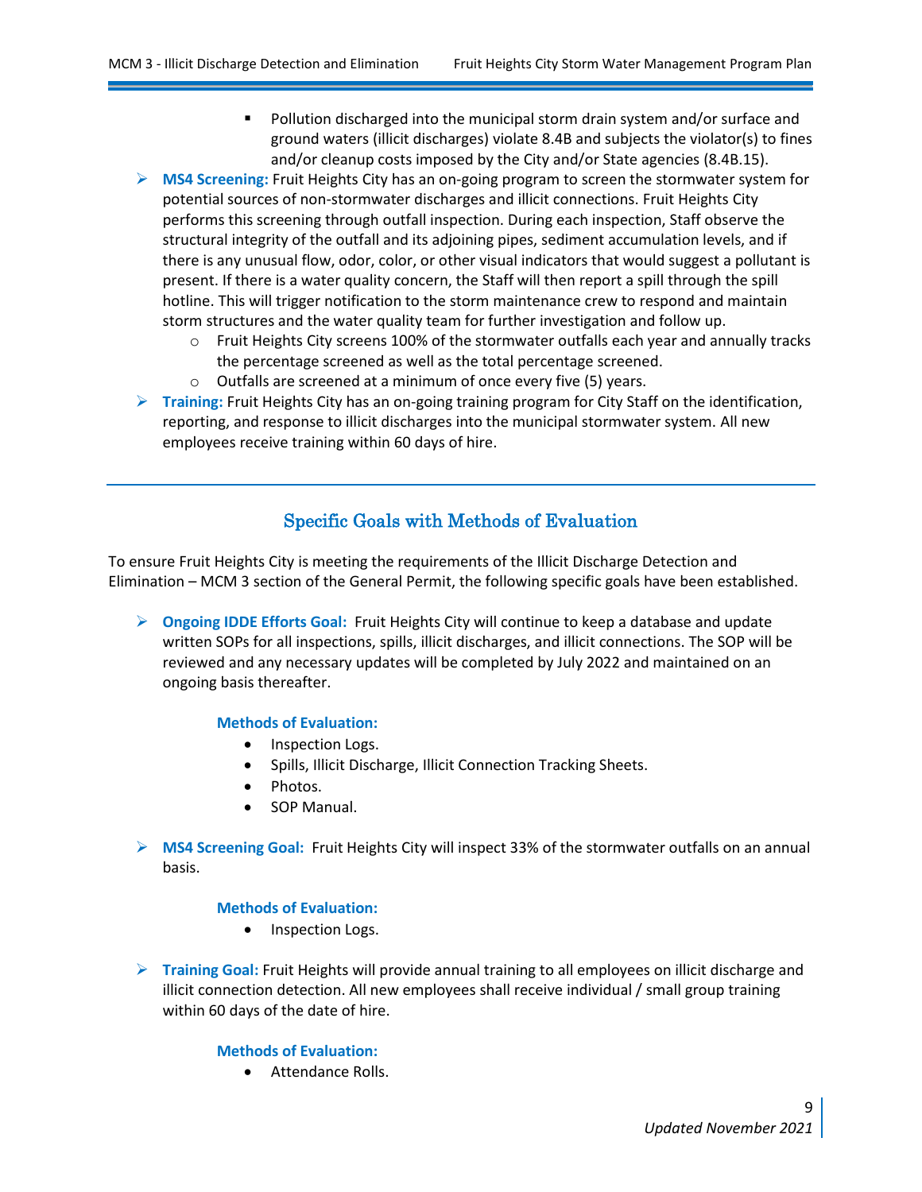- Pollution discharged into the municipal storm drain system and/or surface and ground waters (illicit discharges) violate 8.4B and subjects the violator(s) to fines and/or cleanup costs imposed by the City and/or State agencies (8.4B.15).
- **MS4 Screening:** Fruit Heights City has an on-going program to screen the stormwater system for potential sources of non-stormwater discharges and illicit connections. Fruit Heights City performs this screening through outfall inspection. During each inspection, Staff observe the structural integrity of the outfall and its adjoining pipes, sediment accumulation levels, and if there is any unusual flow, odor, color, or other visual indicators that would suggest a pollutant is present. If there is a water quality concern, the Staff will then report a spill through the spill hotline. This will trigger notification to the storm maintenance crew to respond and maintain storm structures and the water quality team for further investigation and follow up.
    - Fruit Heights City screens 100% of the stormwater outfalls each year and annually tracks the percentage screened as well as the total percentage screened.
    - Outfalls are screened at a minimum of once every five (5) years.
- **Training:** Fruit Heights City has an on-going training program for City Staff on the identification, reporting, and response to illicit discharges into the municipal stormwater system. All new employees receive training within 60 days of hire.

---

## Specific Goals with Methods of Evaluation

To ensure Fruit Heights City is meeting the requirements of the Illicit Discharge Detection and Elimination – MCM 3 section of the General Permit, the following specific goals have been established.

- **Ongoing IDDE Efforts Goal:** Fruit Heights City will continue to keep a database and update written SOPs for all inspections, spills, illicit discharges, and illicit connections. The SOP will be reviewed and any necessary updates will be completed by July 2022 and maintained on an ongoing basis thereafter.

    **Methods of Evaluation:**
    - Inspection Logs.
    - Spills, Illicit Discharge, Illicit Connection Tracking Sheets.
    - Photos.
    - SOP Manual.

- **MS4 Screening Goal:** Fruit Heights City will inspect 33% of the stormwater outfalls on an annual basis.

    **Methods of Evaluation:**
    - Inspection Logs.

- **Training Goal:** Fruit Heights will provide annual training to all employees on illicit discharge and illicit connection detection. All new employees shall receive individual / small group training within 60 days of the date of hire.

    **Methods of Evaluation:**
    - Attendance Rolls.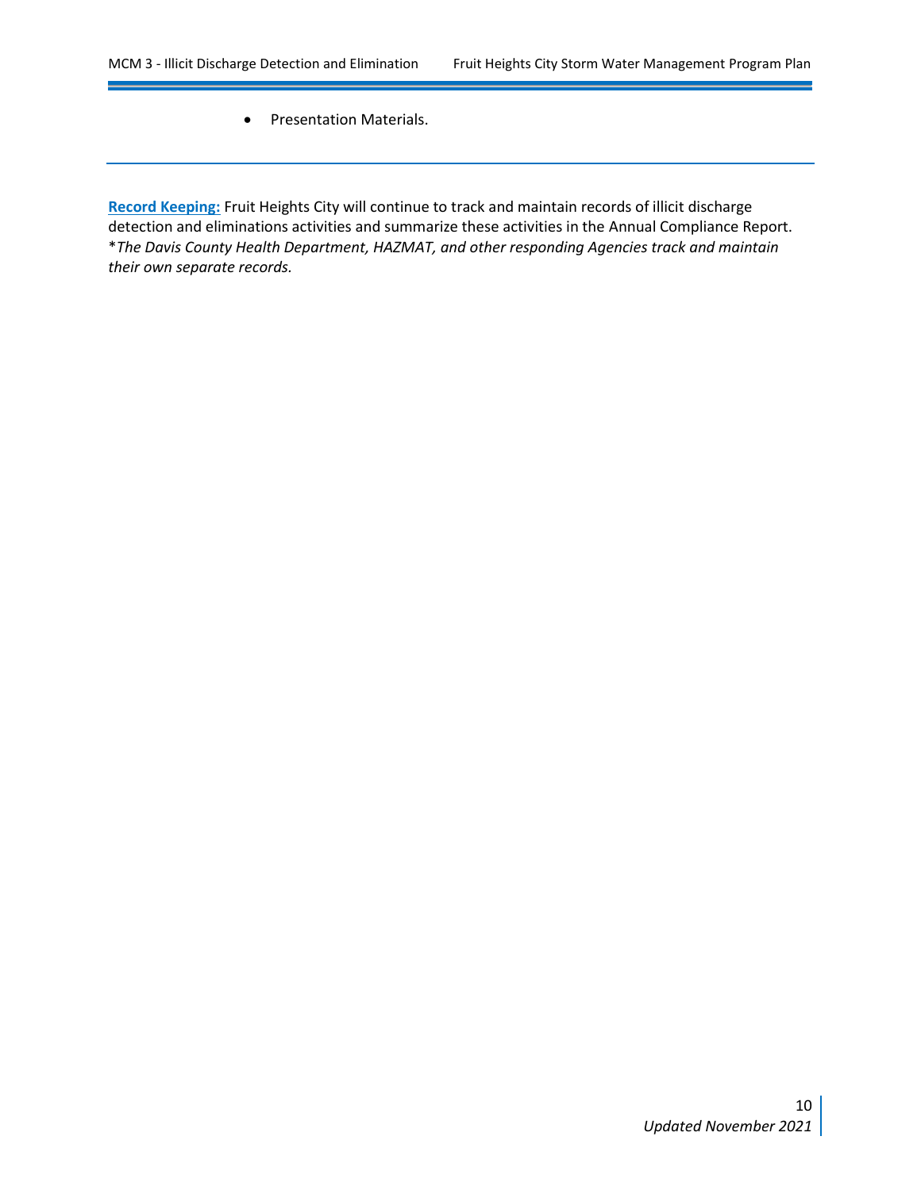- Presentation Materials.

---

**Record Keeping:** Fruit Heights City will continue to track and maintain records of illicit discharge detection and eliminations activities and summarize these activities in the Annual Compliance Report. **The Davis County Health Department, HAZMAT, and other responding Agencies track and maintain their own separate records.*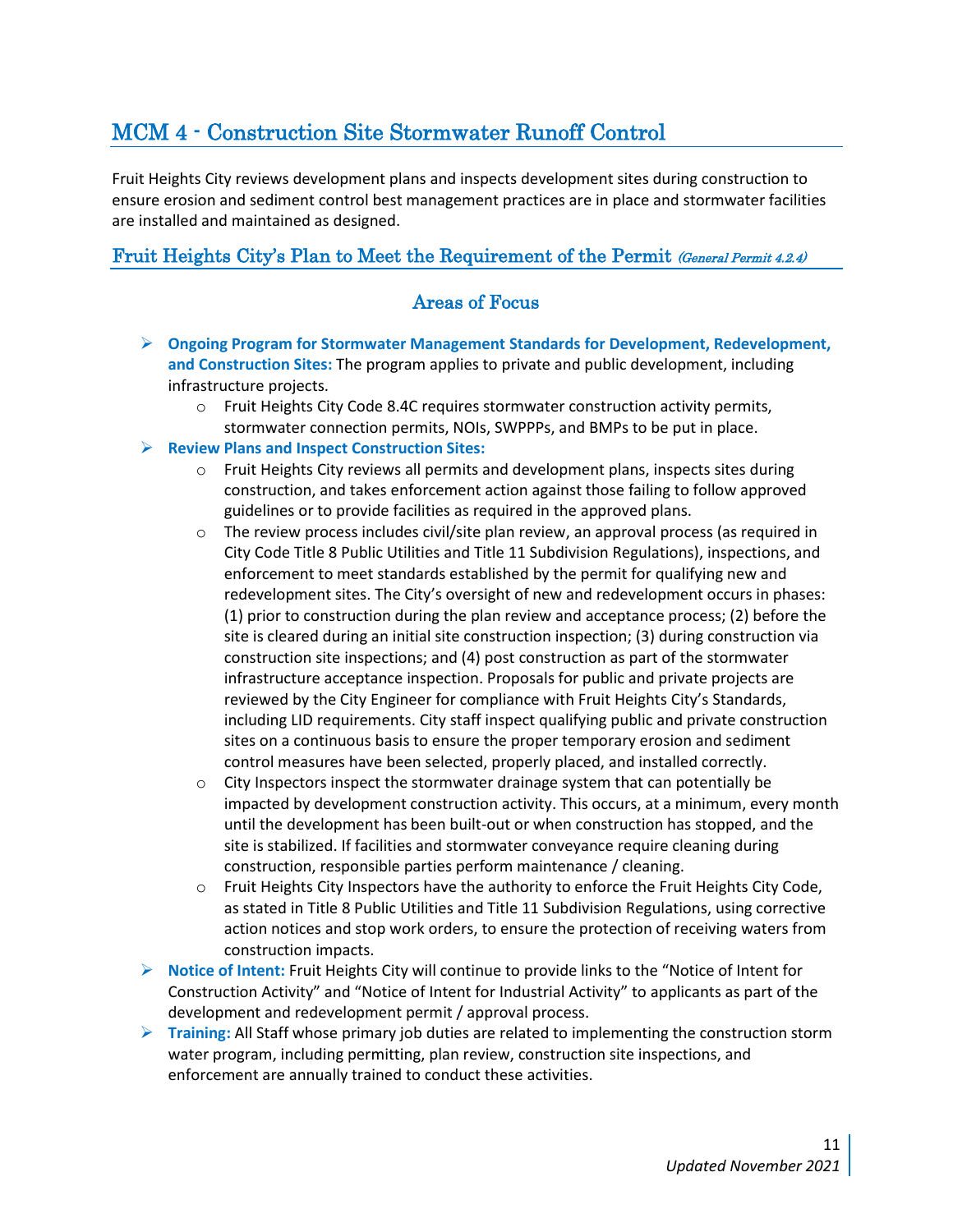# MCM 4 - Construction Site Stormwater Runoff Control

Fruit Heights City reviews development plans and inspects development sites during construction to ensure erosion and sediment control best management practices are in place and stormwater facilities are installed and maintained as designed.

## Fruit Heights City's Plan to Meet the Requirement of the Permit *(General Permit 4.2.4)*

### Areas of Focus

- **Ongoing Program for Stormwater Management Standards for Development, Redevelopment, and Construction Sites:** The program applies to private and public development, including infrastructure projects.
  - Fruit Heights City Code 8.4C requires stormwater construction activity permits, stormwater connection permits, NOIs, SWPPPs, and BMPs to be put in place.
- **Review Plans and Inspect Construction Sites:**
  - Fruit Heights City reviews all permits and development plans, inspects sites during construction, and takes enforcement action against those failing to follow approved guidelines or to provide facilities as required in the approved plans.
  - The review process includes civil/site plan review, an approval process (as required in City Code Title 8 Public Utilities and Title 11 Subdivision Regulations), inspections, and enforcement to meet standards established by the permit for qualifying new and redevelopment sites. The City's oversight of new and redevelopment occurs in phases: (1) prior to construction during the plan review and acceptance process; (2) before the site is cleared during an initial site construction inspection; (3) during construction via construction site inspections; and (4) post construction as part of the stormwater infrastructure acceptance inspection. Proposals for public and private projects are reviewed by the City Engineer for compliance with Fruit Heights City's Standards, including LID requirements. City staff inspect qualifying public and private construction sites on a continuous basis to ensure the proper temporary erosion and sediment control measures have been selected, properly placed, and installed correctly.
  - City Inspectors inspect the stormwater drainage system that can potentially be impacted by development construction activity. This occurs, at a minimum, every month until the development has been built-out or when construction has stopped, and the site is stabilized. If facilities and stormwater conveyance require cleaning during construction, responsible parties perform maintenance / cleaning.
  - Fruit Heights City Inspectors have the authority to enforce the Fruit Heights City Code, as stated in Title 8 Public Utilities and Title 11 Subdivision Regulations, using corrective action notices and stop work orders, to ensure the protection of receiving waters from construction impacts.
- **Notice of Intent:** Fruit Heights City will continue to provide links to the "Notice of Intent for Construction Activity" and "Notice of Intent for Industrial Activity" to applicants as part of the development and redevelopment permit / approval process.
- **Training:** All Staff whose primary job duties are related to implementing the construction storm water program, including permitting, plan review, construction site inspections, and enforcement are annually trained to conduct these activities.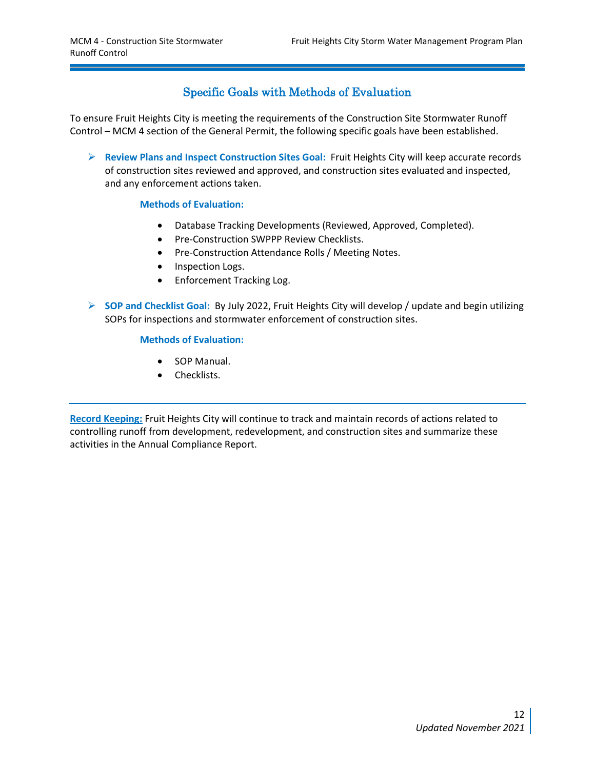## Specific Goals with Methods of Evaluation

To ensure Fruit Heights City is meeting the requirements of the Construction Site Stormwater Runoff Control – MCM 4 section of the General Permit, the following specific goals have been established.

- **Review Plans and Inspect Construction Sites Goal:** Fruit Heights City will keep accurate records of construction sites reviewed and approved, and construction sites evaluated and inspected, and any enforcement actions taken.

  **Methods of Evaluation:**

  - Database Tracking Developments (Reviewed, Approved, Completed).
  - Pre-Construction SWPPP Review Checklists.
  - Pre-Construction Attendance Rolls / Meeting Notes.
  - Inspection Logs.
  - Enforcement Tracking Log.

- **SOP and Checklist Goal:** By July 2022, Fruit Heights City will develop / update and begin utilizing SOPs for inspections and stormwater enforcement of construction sites.

  **Methods of Evaluation:**

  - SOP Manual.
  - Checklists.

---

**Record Keeping:** Fruit Heights City will continue to track and maintain records of actions related to controlling runoff from development, redevelopment, and construction sites and summarize these activities in the Annual Compliance Report.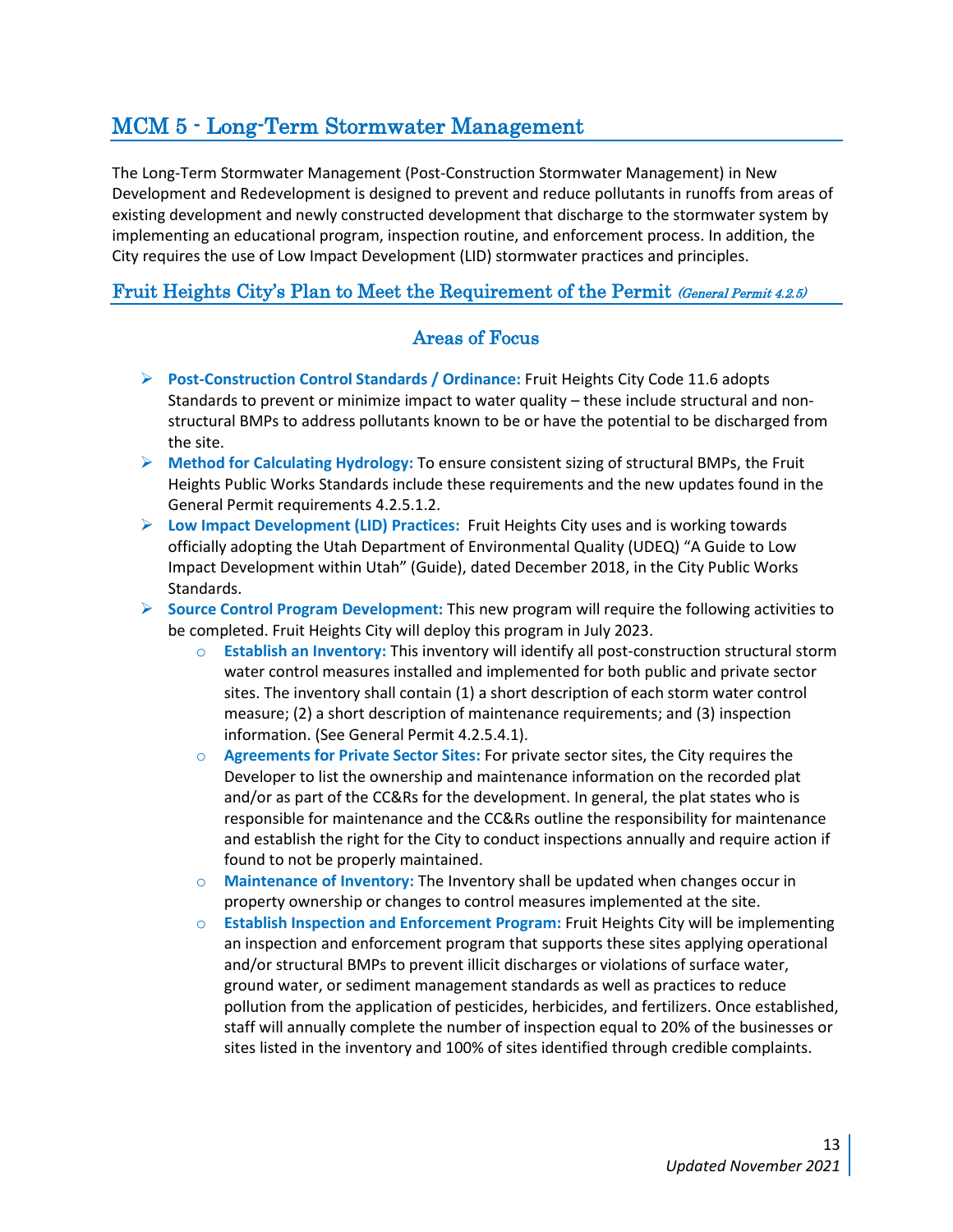## MCM 5 - Long-Term Stormwater Management

The Long-Term Stormwater Management (Post-Construction Stormwater Management) in New Development and Redevelopment is designed to prevent and reduce pollutants in runoffs from areas of existing development and newly constructed development that discharge to the stormwater system by implementing an educational program, inspection routine, and enforcement process. In addition, the City requires the use of Low Impact Development (LID) stormwater practices and principles.

### Fruit Heights City's Plan to Meet the Requirement of the Permit *(General Permit 4.2.5)*

#### Areas of Focus

- **Post-Construction Control Standards / Ordinance:** Fruit Heights City Code 11.6 adopts Standards to prevent or minimize impact to water quality – these include structural and non-structural BMPs to address pollutants known to be or have the potential to be discharged from the site.
- **Method for Calculating Hydrology:** To ensure consistent sizing of structural BMPs, the Fruit Heights Public Works Standards include these requirements and the new updates found in the General Permit requirements 4.2.5.1.2.
- **Low Impact Development (LID) Practices:** Fruit Heights City uses and is working towards officially adopting the Utah Department of Environmental Quality (UDEQ) "A Guide to Low Impact Development within Utah" (Guide), dated December 2018, in the City Public Works Standards.
- **Source Control Program Development:** This new program will require the following activities to be completed. Fruit Heights City will deploy this program in July 2023.
  - **Establish an Inventory:** This inventory will identify all post-construction structural storm water control measures installed and implemented for both public and private sector sites. The inventory shall contain (1) a short description of each storm water control measure; (2) a short description of maintenance requirements; and (3) inspection information. (See General Permit 4.2.5.4.1).
  - **Agreements for Private Sector Sites:** For private sector sites, the City requires the Developer to list the ownership and maintenance information on the recorded plat and/or as part of the CC&Rs for the development. In general, the plat states who is responsible for maintenance and the CC&Rs outline the responsibility for maintenance and establish the right for the City to conduct inspections annually and require action if found to not be properly maintained.
  - **Maintenance of Inventory:** The Inventory shall be updated when changes occur in property ownership or changes to control measures implemented at the site.
  - **Establish Inspection and Enforcement Program:** Fruit Heights City will be implementing an inspection and enforcement program that supports these sites applying operational and/or structural BMPs to prevent illicit discharges or violations of surface water, ground water, or sediment management standards as well as practices to reduce pollution from the application of pesticides, herbicides, and fertilizers. Once established, staff will annually complete the number of inspection equal to 20% of the businesses or sites listed in the inventory and 100% of sites identified through credible complaints.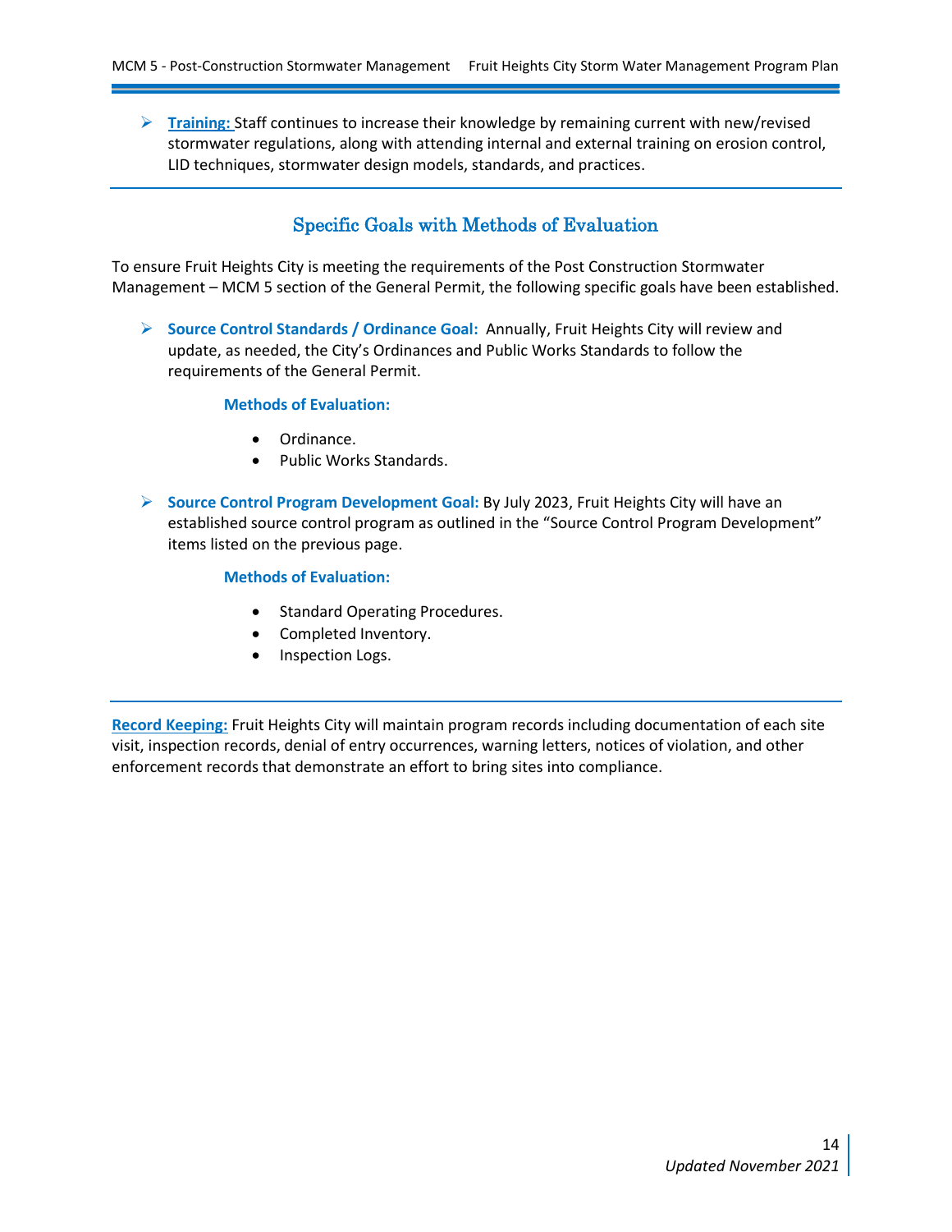- **Training:** Staff continues to increase their knowledge by remaining current with new/revised stormwater regulations, along with attending internal and external training on erosion control, LID techniques, stormwater design models, standards, and practices.

## Specific Goals with Methods of Evaluation

To ensure Fruit Heights City is meeting the requirements of the Post Construction Stormwater Management – MCM 5 section of the General Permit, the following specific goals have been established.

- **Source Control Standards / Ordinance Goal:** Annually, Fruit Heights City will review and update, as needed, the City's Ordinances and Public Works Standards to follow the requirements of the General Permit.

  **Methods of Evaluation:**

  - Ordinance.
  - Public Works Standards.

- **Source Control Program Development Goal:** By July 2023, Fruit Heights City will have an established source control program as outlined in the "Source Control Program Development" items listed on the previous page.

  **Methods of Evaluation:**

  - Standard Operating Procedures.
  - Completed Inventory.
  - Inspection Logs.

**Record Keeping:** Fruit Heights City will maintain program records including documentation of each site visit, inspection records, denial of entry occurrences, warning letters, notices of violation, and other enforcement records that demonstrate an effort to bring sites into compliance.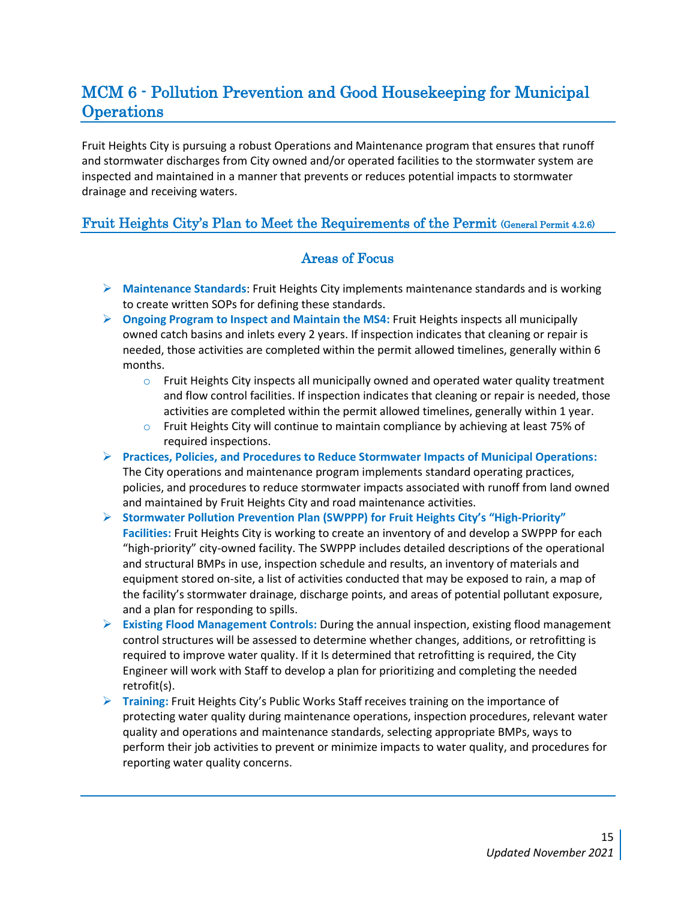# MCM 6 - Pollution Prevention and Good Housekeeping for Municipal Operations

Fruit Heights City is pursuing a robust Operations and Maintenance program that ensures that runoff and stormwater discharges from City owned and/or operated facilities to the stormwater system are inspected and maintained in a manner that prevents or reduces potential impacts to stormwater drainage and receiving waters.

## Fruit Heights City's Plan to Meet the Requirements of the Permit (General Permit 4.2.6)

### Areas of Focus

- **Maintenance Standards**: Fruit Heights City implements maintenance standards and is working to create written SOPs for defining these standards.
- **Ongoing Program to Inspect and Maintain the MS4:** Fruit Heights inspects all municipally owned catch basins and inlets every 2 years. If inspection indicates that cleaning or repair is needed, those activities are completed within the permit allowed timelines, generally within 6 months.
  - Fruit Heights City inspects all municipally owned and operated water quality treatment and flow control facilities. If inspection indicates that cleaning or repair is needed, those activities are completed within the permit allowed timelines, generally within 1 year.
  - Fruit Heights City will continue to maintain compliance by achieving at least 75% of required inspections.
- **Practices, Policies, and Procedures to Reduce Stormwater Impacts of Municipal Operations:** The City operations and maintenance program implements standard operating practices, policies, and procedures to reduce stormwater impacts associated with runoff from land owned and maintained by Fruit Heights City and road maintenance activities.
- **Stormwater Pollution Prevention Plan (SWPPP) for Fruit Heights City's "High-Priority" Facilities:** Fruit Heights City is working to create an inventory of and develop a SWPPP for each "high-priority" city-owned facility. The SWPPP includes detailed descriptions of the operational and structural BMPs in use, inspection schedule and results, an inventory of materials and equipment stored on-site, a list of activities conducted that may be exposed to rain, a map of the facility's stormwater drainage, discharge points, and areas of potential pollutant exposure, and a plan for responding to spills.
- **Existing Flood Management Controls:** During the annual inspection, existing flood management control structures will be assessed to determine whether changes, additions, or retrofitting is required to improve water quality. If it Is determined that retrofitting is required, the City Engineer will work with Staff to develop a plan for prioritizing and completing the needed retrofit(s).
- **Training:** Fruit Heights City's Public Works Staff receives training on the importance of protecting water quality during maintenance operations, inspection procedures, relevant water quality and operations and maintenance standards, selecting appropriate BMPs, ways to perform their job activities to prevent or minimize impacts to water quality, and procedures for reporting water quality concerns.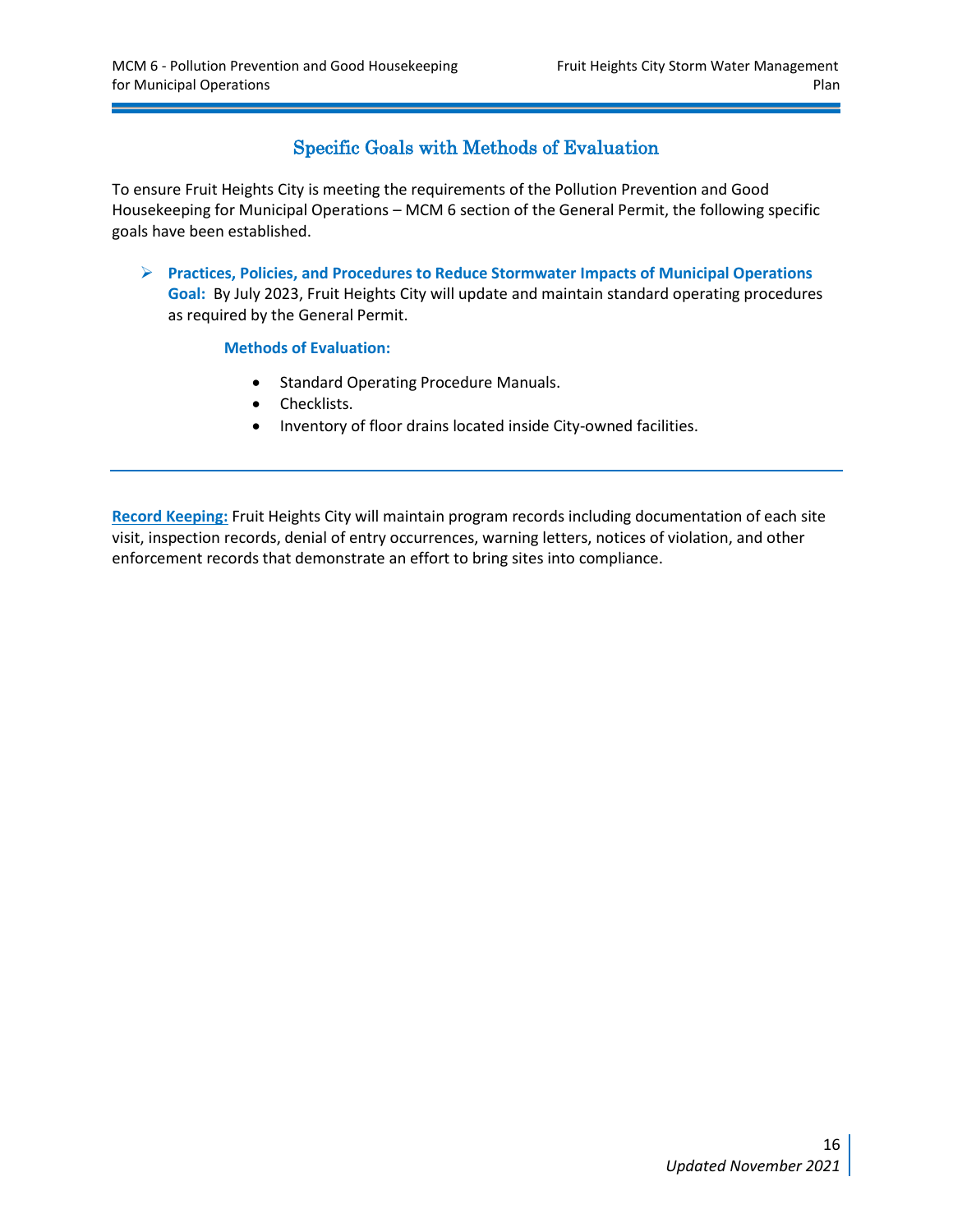## Specific Goals with Methods of Evaluation

To ensure Fruit Heights City is meeting the requirements of the Pollution Prevention and Good Housekeeping for Municipal Operations – MCM 6 section of the General Permit, the following specific goals have been established.

- **Practices, Policies, and Procedures to Reduce Stormwater Impacts of Municipal Operations**
  **Goal:** By July 2023, Fruit Heights City will update and maintain standard operating procedures as required by the General Permit.

  **Methods of Evaluation:**

  - Standard Operating Procedure Manuals.
  - Checklists.
  - Inventory of floor drains located inside City-owned facilities.

---

**Record Keeping:** Fruit Heights City will maintain program records including documentation of each site visit, inspection records, denial of entry occurrences, warning letters, notices of violation, and other enforcement records that demonstrate an effort to bring sites into compliance.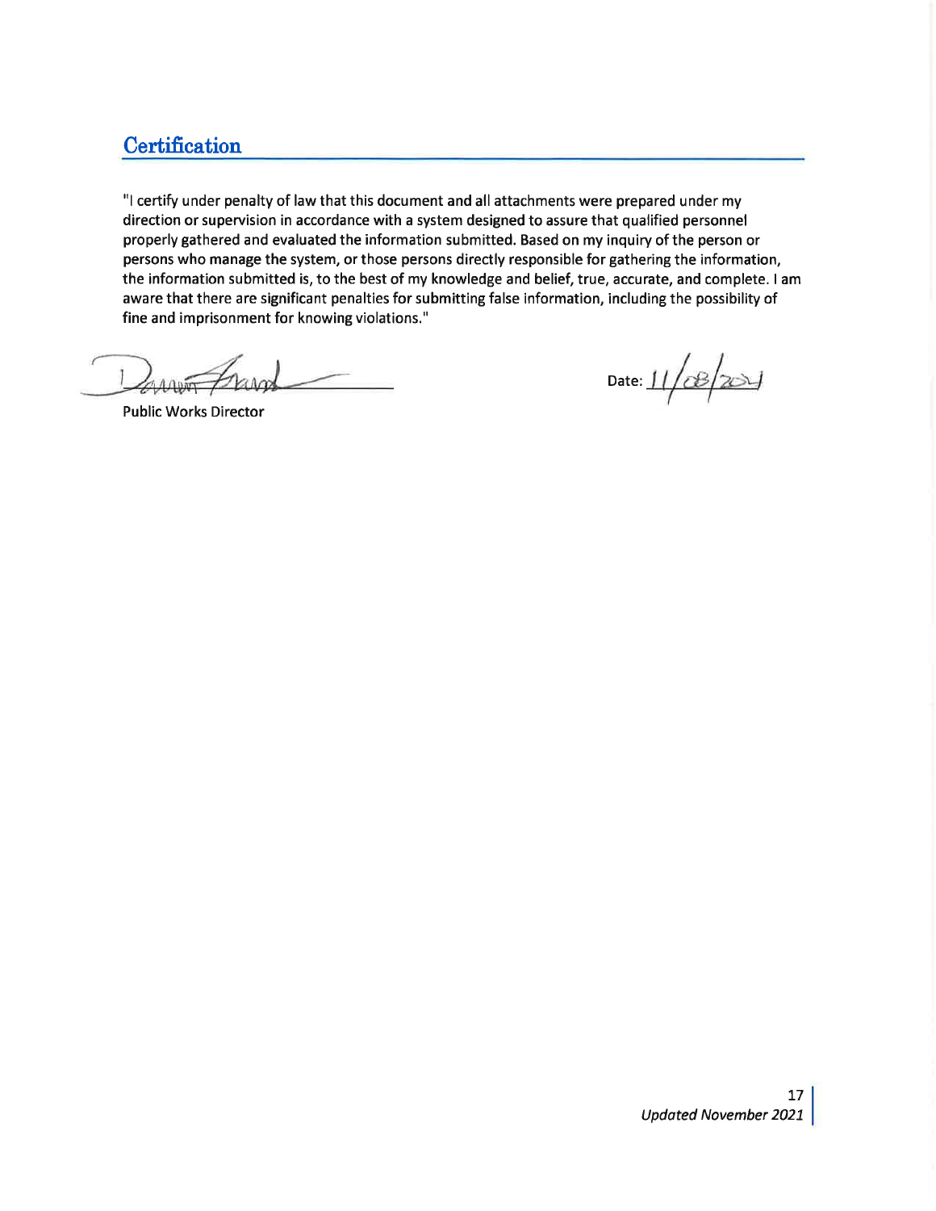## Certification

"I certify under penalty of law that this document and all attachments were prepared under my direction or supervision in accordance with a system designed to assure that qualified personnel properly gathered and evaluated the information submitted. Based on my inquiry of the person or persons who manage the system, or those persons directly responsible for gathering the information, the information submitted is, to the best of my knowledge and belief, true, accurate, and complete. I am aware that there are significant penalties for submitting false information, including the possibility of fine and imprisonment for knowing violations."

Public Works Director

Date: 11/08/2024

*Updated November 2021*